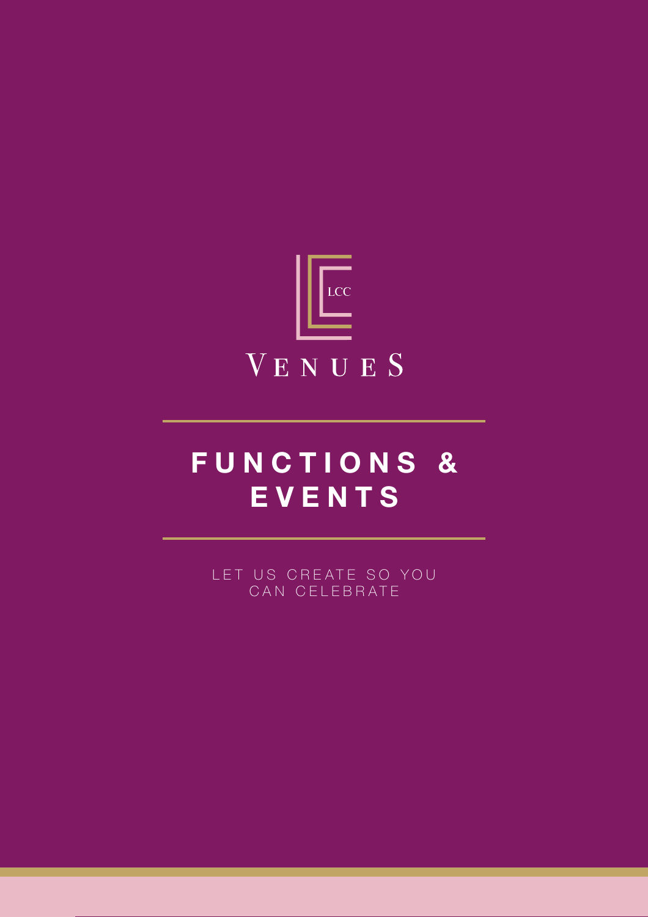LCC

VENUES

# FUNCTIONS & EVENTS

LET US CREATE SO YOU CAN CELEBRATE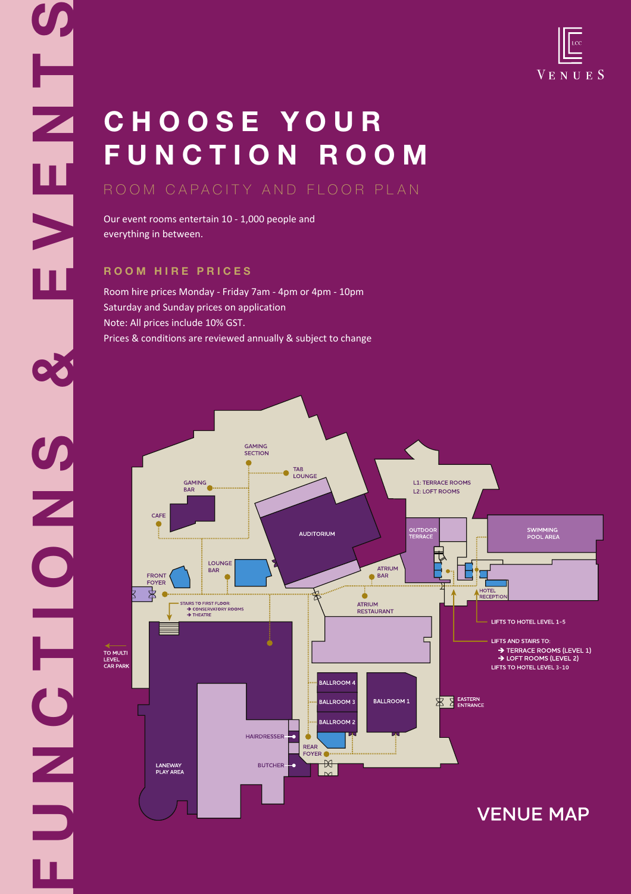# CHOOSE YOUR FUNCTION ROOM

## ROOM CAPACITY AND FLOOR PLAN

Our event rooms entertain 10 - 1,000 people and everything in between.

### ROOM HIRE PRICES

Room hire prices Monday - Friday 7am - 4pm or 4pm - 10pm
Saturday and Sunday prices on application
Note: All prices include 10% GST.
Prices & conditions are reviewed annually & subject to change

GAMING SECTION
TAB LOUNGE
GAMING BAR
CAFE
AUDITORIUM
L1: TERRACE ROOMS
L2: LOFT ROOMS
OUTDOOR TERRACE
SWIMMING POOL AREA
LOUNGE BAR
FRONT FOYER
ATRIUM BAR
ATRIUM RESTAURANT
HOTEL RECEPTION
STAIRS TO FIRST FLOOR:
→ CONSERVATORY ROOMS
→ THEATRE
LIFTS TO HOTEL LEVEL 1-5
LIFTS AND STAIRS TO:
→ TERRACE ROOMS (LEVEL 1)
→ LOFT ROOMS (LEVEL 2)
LIFTS TO HOTEL LEVEL 3-10
TO MULTI LEVEL CAR PARK
BALLROOM 4
BALLROOM 3
BALLROOM 2
BALLROOM 1
EASTERN ENTRANCE
HAIRDRESSER
REAR FOYER
BUTCHER
LANEWAY PLAY AREA

## VENUE MAP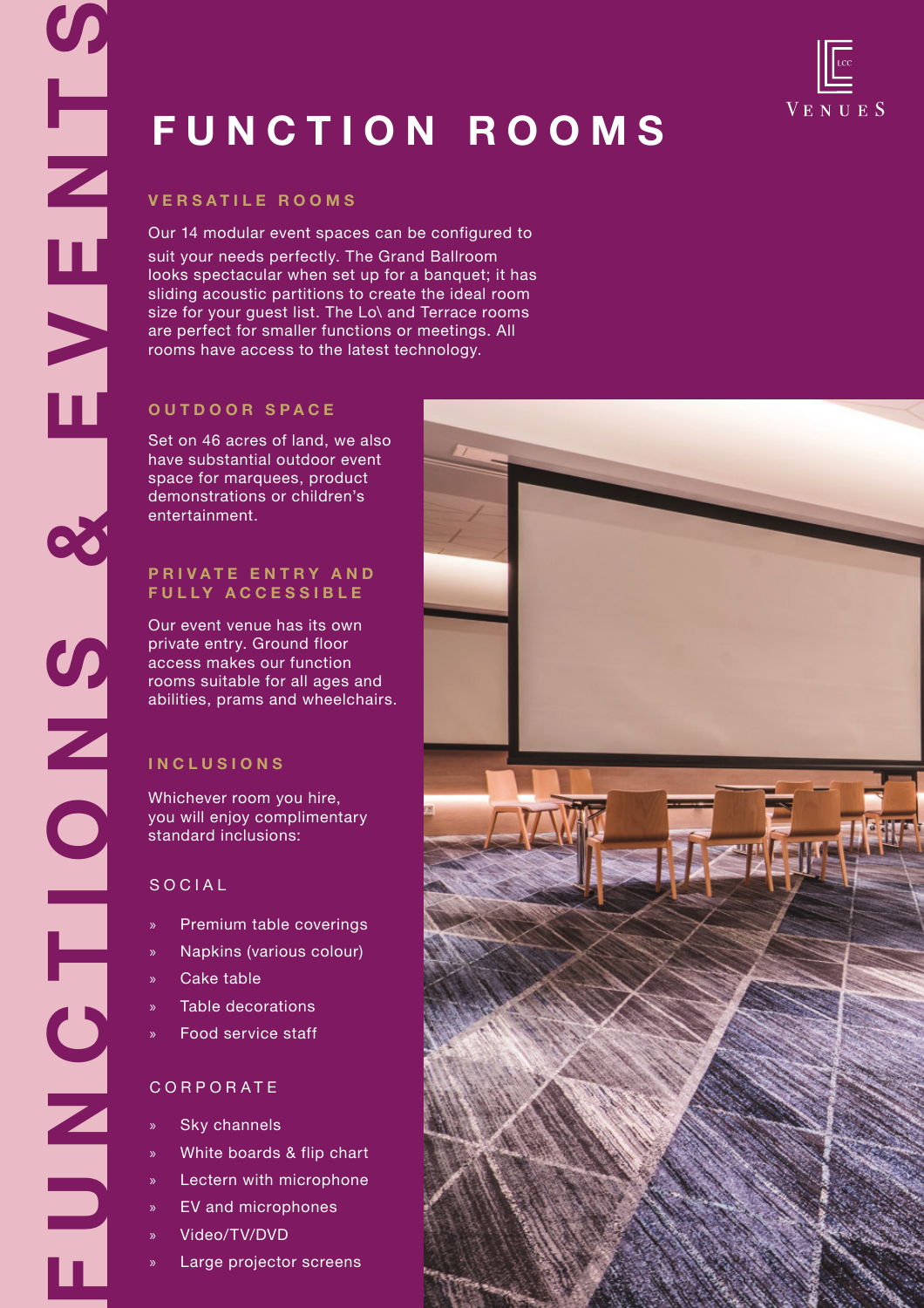# FUNCTIONS & EVENTS

# FUNCTION ROOMS

## VERSATILE ROOMS

Our 14 modular event spaces can be configured to suit your needs perfectly. The Grand Ballroom looks spectacular when set up for a banquet; it has sliding acoustic partitions to create the ideal room size for your guest list. The Lo\ and Terrace rooms are perfect for smaller functions or meetings. All rooms have access to the latest technology.

## OUTDOOR SPACE

Set on 46 acres of land, we also have substantial outdoor event space for marquees, product demonstrations or children's entertainment.

## PRIVATE ENTRY AND FULLY ACCESSIBLE

Our event venue has its own private entry. Ground floor access makes our function rooms suitable for all ages and abilities, prams and wheelchairs.

## INCLUSIONS

Whichever room you hire, you will enjoy complimentary standard inclusions:

### SOCIAL

- Premium table coverings
- Napkins (various colour)
- Cake table
- Table decorations
- Food service staff

### CORPORATE

- Sky channels
- White boards & flip chart
- Lectern with microphone
- EV and microphones
- Video/TV/DVD
- Large projector screens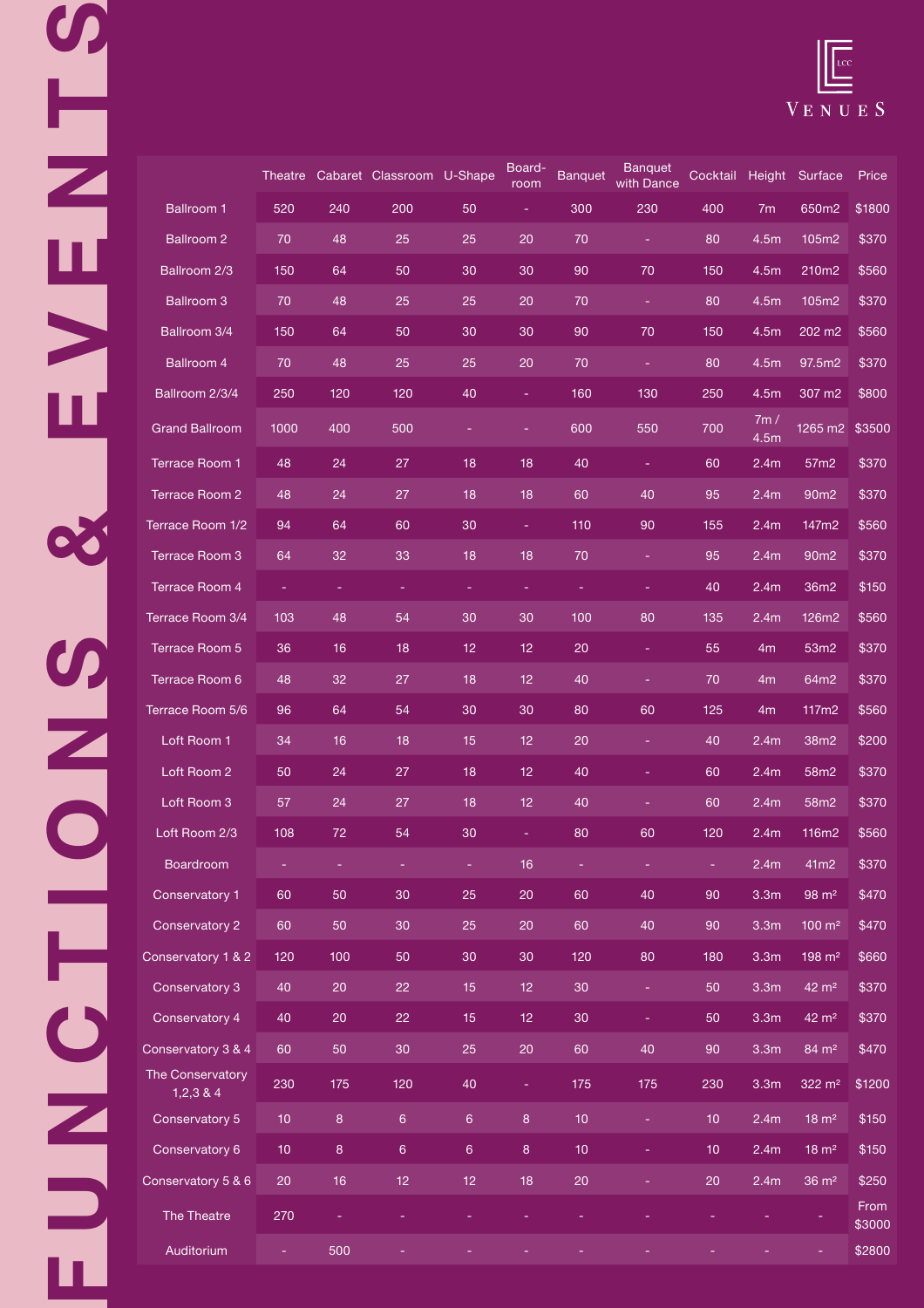# FUNCTIONS & EVENTS

LCC VENUES

| | Theatre | Cabaret | Classroom | U-Shape | Board-room | Banquet | Banquet with Dance | Cocktail | Height | Surface | Price |
|---|---|---|---|---|---|---|---|---|---|---|---|
| Ballroom 1 | 520 | 240 | 200 | 50 | - | 300 | 230 | 400 | 7m | 650m2 | $1800 |
| Ballroom 2 | 70 | 48 | 25 | 25 | 20 | 70 | - | 80 | 4.5m | 105m2 | $370 |
| Ballroom 2/3 | 150 | 64 | 50 | 30 | 30 | 90 | 70 | 150 | 4.5m | 210m2 | $560 |
| Ballroom 3 | 70 | 48 | 25 | 25 | 20 | 70 | - | 80 | 4.5m | 105m2 | $370 |
| Ballroom 3/4 | 150 | 64 | 50 | 30 | 30 | 90 | 70 | 150 | 4.5m | 202 m2 | $560 |
| Ballroom 4 | 70 | 48 | 25 | 25 | 20 | 70 | - | 80 | 4.5m | 97.5m2 | $370 |
| Ballroom 2/3/4 | 250 | 120 | 120 | 40 | - | 160 | 130 | 250 | 4.5m | 307 m2 | $800 |
| Grand Ballroom | 1000 | 400 | 500 | - | - | 600 | 550 | 700 | 7m / 4.5m | 1265 m2 | $3500 |
| Terrace Room 1 | 48 | 24 | 27 | 18 | 18 | 40 | - | 60 | 2.4m | 57m2 | $370 |
| Terrace Room 2 | 48 | 24 | 27 | 18 | 18 | 60 | 40 | 95 | 2.4m | 90m2 | $370 |
| Terrace Room 1/2 | 94 | 64 | 60 | 30 | - | 110 | 90 | 155 | 2.4m | 147m2 | $560 |
| Terrace Room 3 | 64 | 32 | 33 | 18 | 18 | 70 | - | 95 | 2.4m | 90m2 | $370 |
| Terrace Room 4 | - | - | - | - | - | - | - | 40 | 2.4m | 36m2 | $150 |
| Terrace Room 3/4 | 103 | 48 | 54 | 30 | 30 | 100 | 80 | 135 | 2.4m | 126m2 | $560 |
| Terrace Room 5 | 36 | 16 | 18 | 12 | 12 | 20 | - | 55 | 4m | 53m2 | $370 |
| Terrace Room 6 | 48 | 32 | 27 | 18 | 12 | 40 | - | 70 | 4m | 64m2 | $370 |
| Terrace Room 5/6 | 96 | 64 | 54 | 30 | 30 | 80 | 60 | 125 | 4m | 117m2 | $560 |
| Loft Room 1 | 34 | 16 | 18 | 15 | 12 | 20 | - | 40 | 2.4m | 38m2 | $200 |
| Loft Room 2 | 50 | 24 | 27 | 18 | 12 | 40 | - | 60 | 2.4m | 58m2 | $370 |
| Loft Room 3 | 57 | 24 | 27 | 18 | 12 | 40 | - | 60 | 2.4m | 58m2 | $370 |
| Loft Room 2/3 | 108 | 72 | 54 | 30 | - | 80 | 60 | 120 | 2.4m | 116m2 | $560 |
| Boardroom | - | - | - | - | 16 | - | - | - | 2.4m | 41m2 | $370 |
| Conservatory 1 | 60 | 50 | 30 | 25 | 20 | 60 | 40 | 90 | 3.3m | 98 m² | $470 |
| Conservatory 2 | 60 | 50 | 30 | 25 | 20 | 60 | 40 | 90 | 3.3m | 100 m² | $470 |
| Conservatory 1 & 2 | 120 | 100 | 50 | 30 | 30 | 120 | 80 | 180 | 3.3m | 198 m² | $660 |
| Conservatory 3 | 40 | 20 | 22 | 15 | 12 | 30 | - | 50 | 3.3m | 42 m² | $370 |
| Conservatory 4 | 40 | 20 | 22 | 15 | 12 | 30 | - | 50 | 3.3m | 42 m² | $370 |
| Conservatory 3 & 4 | 60 | 50 | 30 | 25 | 20 | 60 | 40 | 90 | 3.3m | 84 m² | $470 |
| The Conservatory 1,2,3 & 4 | 230 | 175 | 120 | 40 | - | 175 | 175 | 230 | 3.3m | 322 m² | $1200 |
| Conservatory 5 | 10 | 8 | 6 | 6 | 8 | 10 | - | 10 | 2.4m | 18 m² | $150 |
| Conservatory 6 | 10 | 8 | 6 | 6 | 8 | 10 | - | 10 | 2.4m | 18 m² | $150 |
| Conservatory 5 & 6 | 20 | 16 | 12 | 12 | 18 | 20 | - | 20 | 2.4m | 36 m² | $250 |
| The Theatre | 270 | - | - | - | - | - | - | - | - | - | From $3000 |
| Auditorium | - | 500 | - | - | - | - | - | - | - | - | $2800 |